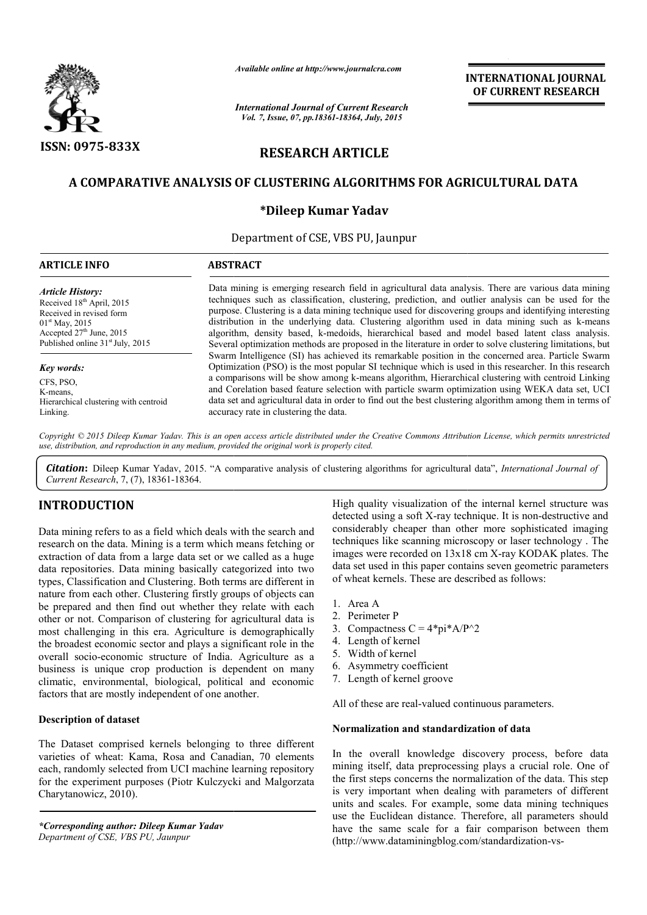*Available online at http://www.journalcra.com*

*International Journal of Current Research*
*Vol. 7, Issue, 07, pp.18361-18364, July, 2015*

**INTERNATIONAL JOURNAL OF CURRENT RESEARCH**

**ISSN: 0975-833X**

## RESEARCH ARTICLE

# A COMPARATIVE ANALYSIS OF CLUSTERING ALGORITHMS FOR AGRICULTURAL DATA

**\*Dileep Kumar Yadav**

Department of CSE, VBS PU, Jaunpur

**ARTICLE INFO**

*Article History:*
Received 18th April, 2015
Received in revised form
01st May, 2015
Accepted 27th June, 2015
Published online 31st July, 2015

*Key words:*
CFS, PSO,
K-means,
Hierarchical clustering with centroid Linking.

**ABSTRACT**

Data mining is emerging research field in agricultural data analysis. There are various data mining techniques such as classification, clustering, prediction, and outlier analysis can be used for the purpose. Clustering is a data mining technique used for discovering groups and identifying interesting distribution in the underlying data. Clustering algorithm used in data mining such as k-means algorithm, density based, k-medoids, hierarchical based and model based latent class analysis. Several optimization methods are proposed in the literature in order to solve clustering limitations, but Swarm Intelligence (SI) has achieved its remarkable position in the concerned area. Particle Swarm Optimization (PSO) is the most popular SI technique which is used in this researcher. In this research a comparisons will be show among k-means algorithm, Hierarchical clustering with centroid Linking and Corelation based feature selection with particle swarm optimization using WEKA data set, UCI data set and agricultural data in order to find out the best clustering algorithm among them in terms of accuracy rate in clustering the data.

*Copyright © 2015 Dileep Kumar Yadav. This is an open access article distributed under the Creative Commons Attribution License, which permits unrestricted use, distribution, and reproduction in any medium, provided the original work is properly cited.*

***Citation*:** Dileep Kumar Yadav, 2015. "A comparative analysis of clustering algorithms for agricultural data", *International Journal of Current Research*, 7, (7), 18361-18364.

## INTRODUCTION

Data mining refers to as a field which deals with the search and research on the data. Mining is a term which means fetching or extraction of data from a large data set or we called as a huge data repositories. Data mining basically categorized into two types, Classification and Clustering. Both terms are different in nature from each other. Clustering firstly groups of objects can be prepared and then find out whether they relate with each other or not. Comparison of clustering for agricultural data is most challenging in this era. Agriculture is demographically the broadest economic sector and plays a significant role in the overall socio-economic structure of India. Agriculture as a business is unique crop production is dependent on many climatic, environmental, biological, political and economic factors that are mostly independent of one another.

### Description of dataset

The Dataset comprised kernels belonging to three different varieties of wheat: Kama, Rosa and Canadian, 70 elements each, randomly selected from UCI machine learning repository for the experiment purposes (Piotr Kulczycki and Malgorzata Charytanowicz, 2010).

*\*Corresponding author: Dileep Kumar Yadav*
*Department of CSE, VBS PU, Jaunpur*

High quality visualization of the internal kernel structure was detected using a soft X-ray technique. It is non-destructive and considerably cheaper than other more sophisticated imaging techniques like scanning microscopy or laser technology . The images were recorded on 13x18 cm X-ray KODAK plates. The data set used in this paper contains seven geometric parameters of wheat kernels. These are described as follows:

1. Area A
2. Perimeter P
3. Compactness C = 4*pi*A/P^2
4. Length of kernel
5. Width of kernel
6. Asymmetry coefficient
7. Length of kernel groove

All of these are real-valued continuous parameters.

### Normalization and standardization of data

In the overall knowledge discovery process, before data mining itself, data preprocessing plays a crucial role. One of the first steps concerns the normalization of the data. This step is very important when dealing with parameters of different units and scales. For example, some data mining techniques use the Euclidean distance. Therefore, all parameters should have the same scale for a fair comparison between them (http://www.dataminingblog.com/standardization-vs-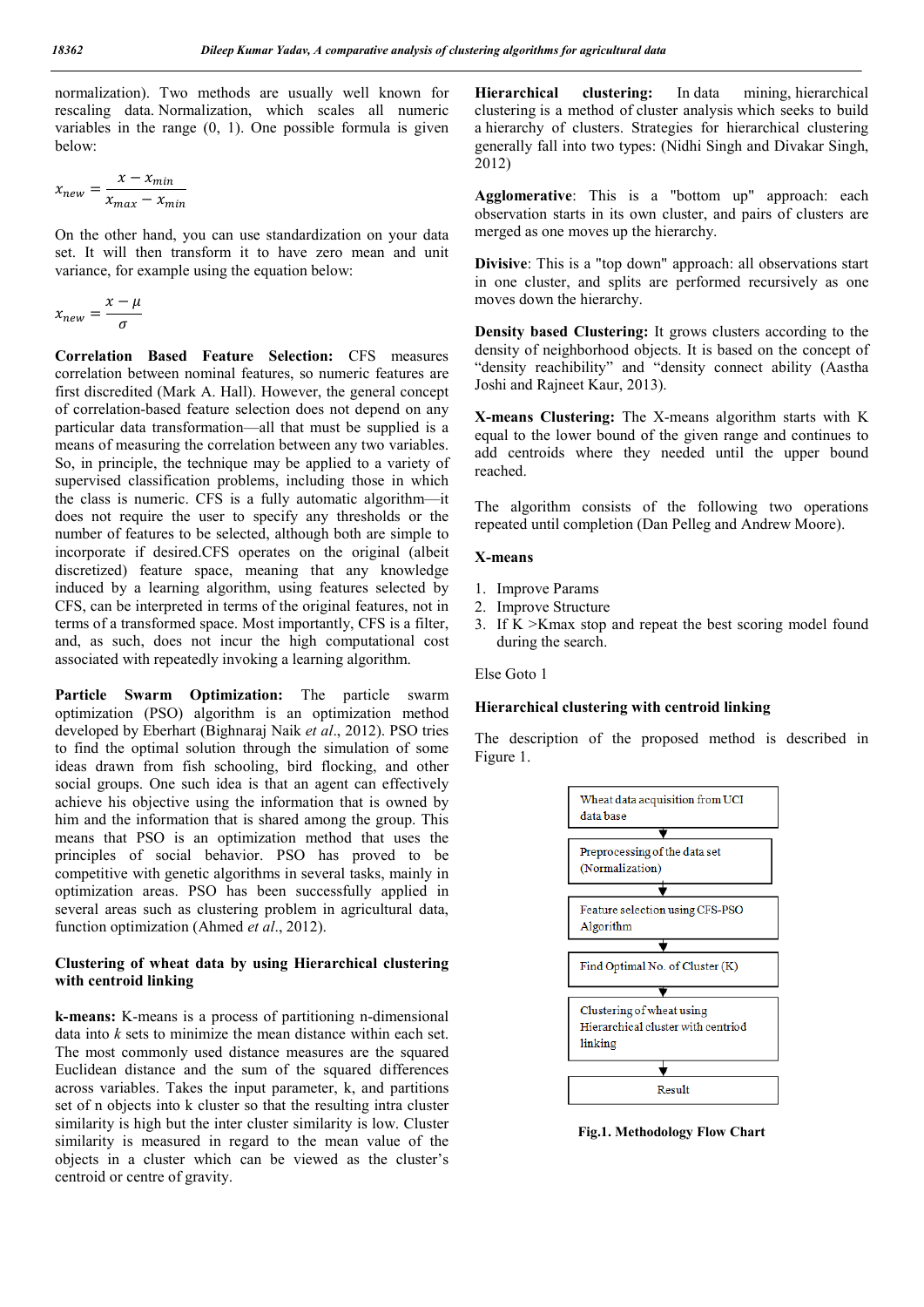normalization). Two methods are usually well known for rescaling data. Normalization, which scales all numeric variables in the range (0, 1). One possible formula is given below:

$$x_{new} = \frac{x - x_{min}}{x_{max} - x_{min}}$$

On the other hand, you can use standardization on your data set. It will then transform it to have zero mean and unit variance, for example using the equation below:

$$x_{new} = \frac{x - \mu}{\sigma}$$

**Correlation Based Feature Selection:** CFS measures correlation between nominal features, so numeric features are first discredited (Mark A. Hall). However, the general concept of correlation-based feature selection does not depend on any particular data transformation—all that must be supplied is a means of measuring the correlation between any two variables. So, in principle, the technique may be applied to a variety of supervised classification problems, including those in which the class is numeric. CFS is a fully automatic algorithm—it does not require the user to specify any thresholds or the number of features to be selected, although both are simple to incorporate if desired.CFS operates on the original (albeit discretized) feature space, meaning that any knowledge induced by a learning algorithm, using features selected by CFS, can be interpreted in terms of the original features, not in terms of a transformed space. Most importantly, CFS is a filter, and, as such, does not incur the high computational cost associated with repeatedly invoking a learning algorithm.

**Particle Swarm Optimization:** The particle swarm optimization (PSO) algorithm is an optimization method developed by Eberhart (Bighnaraj Naik *et al*., 2012). PSO tries to find the optimal solution through the simulation of some ideas drawn from fish schooling, bird flocking, and other social groups. One such idea is that an agent can effectively achieve his objective using the information that is owned by him and the information that is shared among the group. This means that PSO is an optimization method that uses the principles of social behavior. PSO has proved to be competitive with genetic algorithms in several tasks, mainly in optimization areas. PSO has been successfully applied in several areas such as clustering problem in agricultural data, function optimization (Ahmed *et al*., 2012).

### Clustering of wheat data by using Hierarchical clustering with centroid linking

**k-means:** K-means is a process of partitioning n-dimensional data into *k* sets to minimize the mean distance within each set. The most commonly used distance measures are the squared Euclidean distance and the sum of the squared differences across variables. Takes the input parameter, k, and partitions set of n objects into k cluster so that the resulting intra cluster similarity is high but the inter cluster similarity is low. Cluster similarity is measured in regard to the mean value of the objects in a cluster which can be viewed as the cluster's centroid or centre of gravity.

**Hierarchical clustering:** In data mining, hierarchical clustering is a method of cluster analysis which seeks to build a hierarchy of clusters. Strategies for hierarchical clustering generally fall into two types: (Nidhi Singh and Divakar Singh, 2012)

**Agglomerative**: This is a "bottom up" approach: each observation starts in its own cluster, and pairs of clusters are merged as one moves up the hierarchy.

**Divisive**: This is a "top down" approach: all observations start in one cluster, and splits are performed recursively as one moves down the hierarchy.

**Density based Clustering:** It grows clusters according to the density of neighborhood objects. It is based on the concept of "density reachibility" and "density connect ability (Aastha Joshi and Rajneet Kaur, 2013).

**X-means Clustering:** The X-means algorithm starts with K equal to the lower bound of the given range and continues to add centroids where they needed until the upper bound reached.

The algorithm consists of the following two operations repeated until completion (Dan Pelleg and Andrew Moore).

**X-means**

1. Improve Params
2. Improve Structure
3. If K >Kmax stop and repeat the best scoring model found during the search.

Else Goto 1

### Hierarchical clustering with centroid linking

The description of the proposed method is described in Figure 1.

Wheat data acquisition from UCI data base
↓
Preprocessing of the data set (Normalization)
↓
Feature selection using CFS-PSO Algorithm
↓
Find Optimal No. of Cluster (K)
↓
Clustering of wheat using Hierarchical cluster with centriod linking
↓
Result

**Fig.1. Methodology Flow Chart**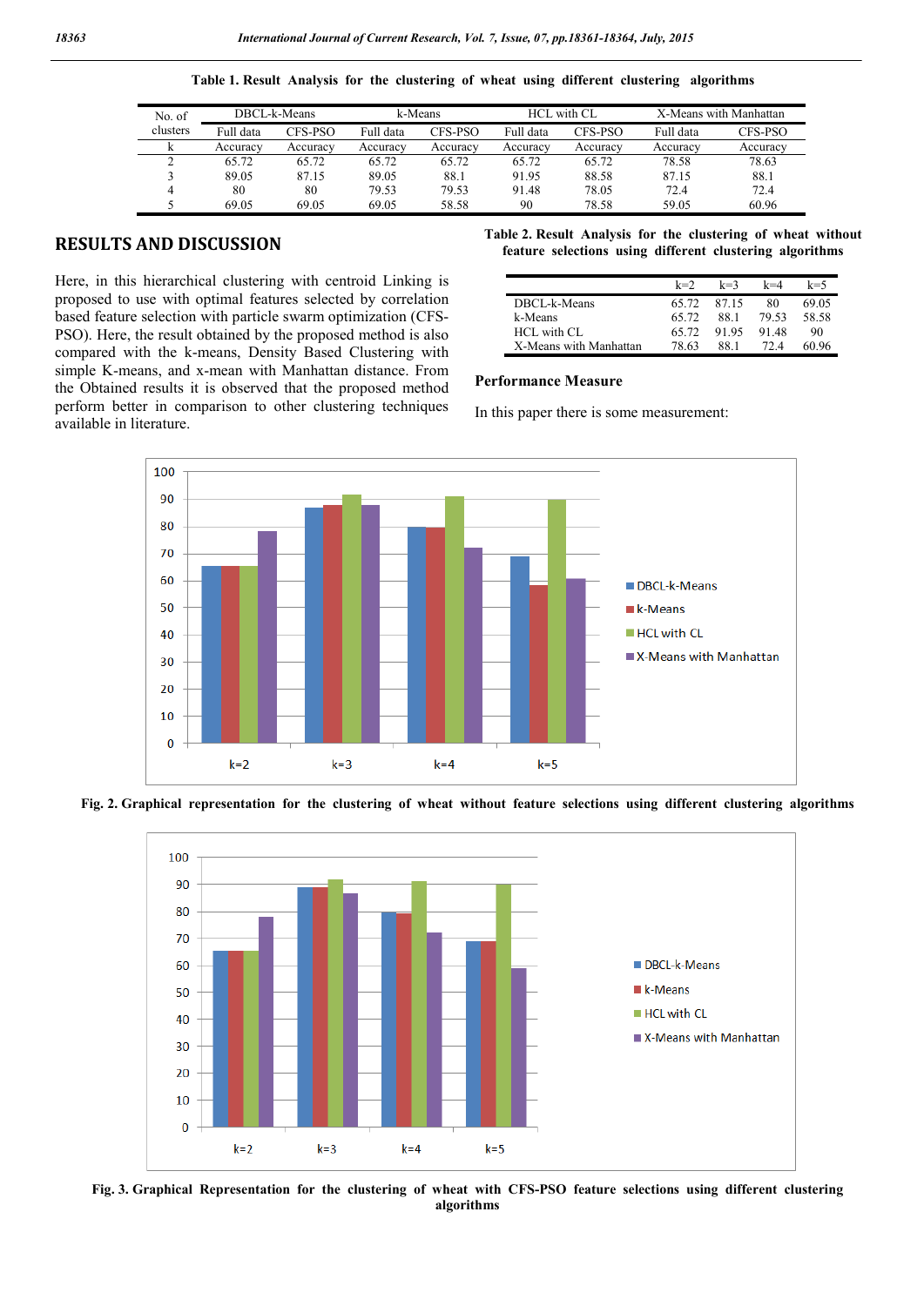**Table 1. Result Analysis for the clustering of wheat using different clustering algorithms**

| No. of clusters | DBCL-k-Means | | k-Means | | HCL with CL | | X-Means with Manhattan | |
|---|---|---|---|---|---|---|---|---|
| | Full data | CFS-PSO | Full data | CFS-PSO | Full data | CFS-PSO | Full data | CFS-PSO |
| k | Accuracy | Accuracy | Accuracy | Accuracy | Accuracy | Accuracy | Accuracy | Accuracy |
| 2 | 65.72 | 65.72 | 65.72 | 65.72 | 65.72 | 65.72 | 78.58 | 78.63 |
| 3 | 89.05 | 87.15 | 89.05 | 88.1 | 91.95 | 88.58 | 87.15 | 88.1 |
| 4 | 80 | 80 | 79.53 | 79.53 | 91.48 | 78.05 | 72.4 | 72.4 |
| 5 | 69.05 | 69.05 | 69.05 | 58.58 | 90 | 78.58 | 59.05 | 60.96 |

## RESULTS AND DISCUSSION

Here, in this hierarchical clustering with centroid Linking is proposed to use with optimal features selected by correlation based feature selection with particle swarm optimization (CFS-PSO). Here, the result obtained by the proposed method is also compared with the k-means, Density Based Clustering with simple K-means, and x-mean with Manhattan distance. From the Obtained results it is observed that the proposed method perform better in comparison to other clustering techniques available in literature.

**Table 2. Result Analysis for the clustering of wheat without feature selections using different clustering algorithms**

| | k=2 | k=3 | k=4 | k=5 |
|---|---|---|---|---|
| DBCL-k-Means | 65.72 | 87.15 | 80 | 69.05 |
| k-Means | 65.72 | 88.1 | 79.53 | 58.58 |
| HCL with CL | 65.72 | 91.95 | 91.48 | 90 |
| X-Means with Manhattan | 78.63 | 88.1 | 72.4 | 60.96 |

### Performance Measure

In this paper there is some measurement:

**Fig. 2. Graphical representation for the clustering of wheat without feature selections using different clustering algorithms**

**Fig. 3. Graphical Representation for the clustering of wheat with CFS-PSO feature selections using different clustering algorithms**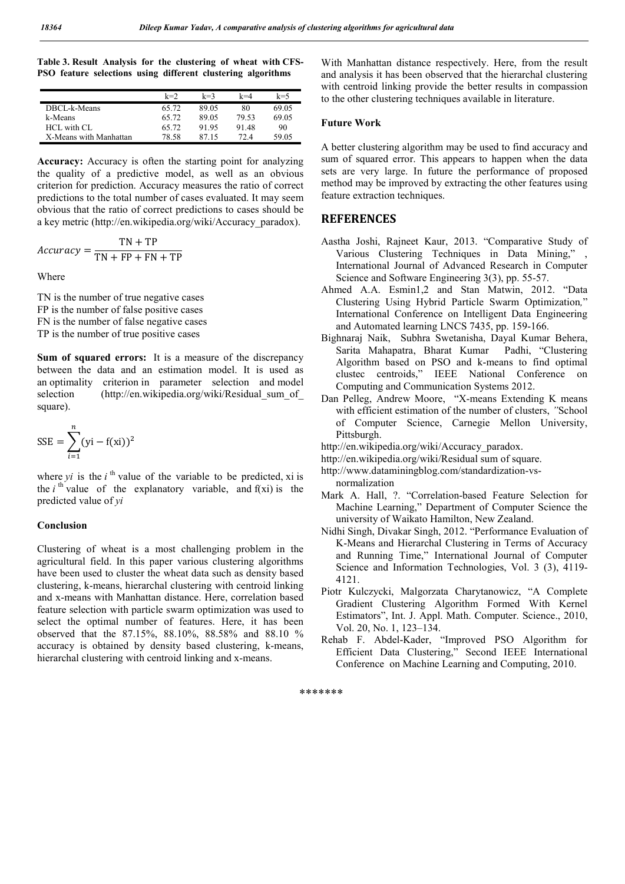**Table 3. Result Analysis for the clustering of wheat with CFS-PSO feature selections using different clustering algorithms**

| | k=2 | k=3 | k=4 | k=5 |
|---|---|---|---|---|
| DBCL-k-Means | 65.72 | 89.05 | 80 | 69.05 |
| k-Means | 65.72 | 89.05 | 79.53 | 69.05 |
| HCL with CL | 65.72 | 91.95 | 91.48 | 90 |
| X-Means with Manhattan | 78.58 | 87.15 | 72.4 | 59.05 |

**Accuracy:** Accuracy is often the starting point for analyzing the quality of a predictive model, as well as an obvious criterion for prediction. Accuracy measures the ratio of correct predictions to the total number of cases evaluated. It may seem obvious that the ratio of correct predictions to cases should be a key metric (http://en.wikipedia.org/wiki/Accuracy_paradox).

$$Accuracy = \frac{\text{TN} + \text{TP}}{\text{TN} + \text{FP} + \text{FN} + \text{TP}}$$

Where

TN is the number of true negative cases
FP is the number of false positive cases
FN is the number of false negative cases
TP is the number of true positive cases

**Sum of squared errors:** It is a measure of the discrepancy between the data and an estimation model. It is used as an optimality criterion in parameter selection and model selection (http://en.wikipedia.org/wiki/Residual_sum_of_square).

$$\text{SSE} = \sum_{i=1}^{n} (\text{yi} - \text{f(xi)})^2$$

where $yi$ is the $i^{th}$ value of the variable to be predicted, xi is the $i^{th}$ value of the explanatory variable, and f(xi) is the predicted value of $yi$

### Conclusion

Clustering of wheat is a most challenging problem in the agricultural field. In this paper various clustering algorithms have been used to cluster the wheat data such as density based clustering, k-means, hierarchal clustering with centroid linking and x-means with Manhattan distance. Here, correlation based feature selection with particle swarm optimization was used to select the optimal number of features. Here, it has been observed that the 87.15%, 88.10%, 88.58% and 88.10 % accuracy is obtained by density based clustering, k-means, hierarchal clustering with centroid linking and x-means. With Manhattan distance respectively. Here, from the result and analysis it has been observed that the hierarchal clustering with centroid linking provide the better results in compassion to the other clustering techniques available in literature.

### Future Work

A better clustering algorithm may be used to find accuracy and sum of squared error. This appears to happen when the data sets are very large. In future the performance of proposed method may be improved by extracting the other features using feature extraction techniques.

## REFERENCES

Aastha Joshi, Rajneet Kaur, 2013. "Comparative Study of Various Clustering Techniques in Data Mining," , International Journal of Advanced Research in Computer Science and Software Engineering 3(3), pp. 55-57.

Ahmed A.A. Esmin1,2 and Stan Matwin, 2012. "Data Clustering Using Hybrid Particle Swarm Optimization," International Conference on Intelligent Data Engineering and Automated learning LNCS 7435, pp. 159-166.

Bighnaraj Naik, Subhra Swetanisha, Dayal Kumar Behera, Sarita Mahapatra, Bharat Kumar Padhi, "Clustering Algorithm based on PSO and k-means to find optimal clustec centroids," IEEE National Conference on Computing and Communication Systems 2012.

Dan Pelleg, Andrew Moore, "X-means Extending K means with efficient estimation of the number of clusters, "School of Computer Science, Carnegie Mellon University, Pittsburgh.

http://en.wikipedia.org/wiki/Accuracy_paradox.

http://en.wikipedia.org/wiki/Residual sum of square.

http://www.dataminingblog.com/standardization-vs-normalization

Mark A. Hall, ?. "Correlation-based Feature Selection for Machine Learning," Department of Computer Science the university of Waikato Hamilton, New Zealand.

Nidhi Singh, Divakar Singh, 2012. "Performance Evaluation of K-Means and Hierarchal Clustering in Terms of Accuracy and Running Time," International Journal of Computer Science and Information Technologies, Vol. 3 (3), 4119-4121.

Piotr Kulczycki, Malgorzata Charytanowicz, "A Complete Gradient Clustering Algorithm Formed With Kernel Estimators", Int. J. Appl. Math. Computer. Science., 2010, Vol. 20, No. 1, 123–134.

Rehab F. Abdel-Kader, "Improved PSO Algorithm for Efficient Data Clustering," Second IEEE International Conference on Machine Learning and Computing, 2010.

*******